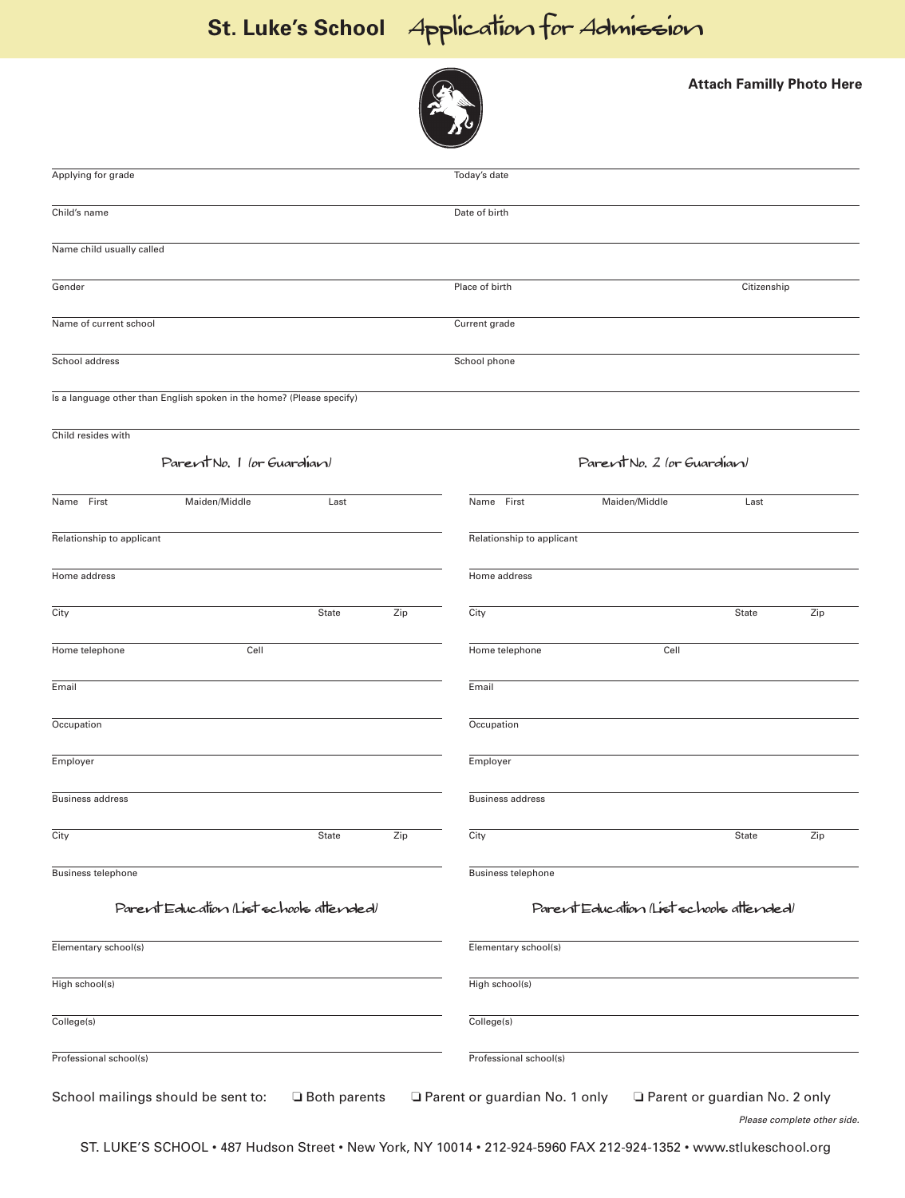# St. Luke's School Application for Admission

**Attach Familly Photo Here**

Applying for grade

Today's date

Child's name

Date of birth

Name child usually called

Gender

Place of birth

Citizenship

Name of current school

Current grade

School address

School phone

Is a language other than English spoken in the home? (Please specify)

Child resides with

## Parent No. 1 (or Guardian)

Name First Maiden/Middle Last

Relationship to applicant

Home address

City State Zip

Home telephone Cell

Email

Occupation

Employer

Business address

City State Zip

Business telephone

### Parent Education (List schools attended)

Elementary school(s)

High school(s)

College(s)

Professional school(s)

## Parent No. 2 (or Guardian)

Name First Maiden/Middle Last

Relationship to applicant

Home address

City State Zip

Home telephone Cell

Email

Occupation

Employer

Business address

City State Zip

Business telephone

### Parent Education (List schools attended)

Elementary school(s)

High school(s)

College(s)

Professional school(s)

School mailings should be sent to: ❏ Both parents ❏ Parent or guardian No. 1 only ❏ Parent or guardian No. 2 only

*Please complete other side.*

ST. LUKE'S SCHOOL • 487 Hudson Street • New York, NY 10014 • 212-924-5960 FAX 212-924-1352 • www.stlukeschool.org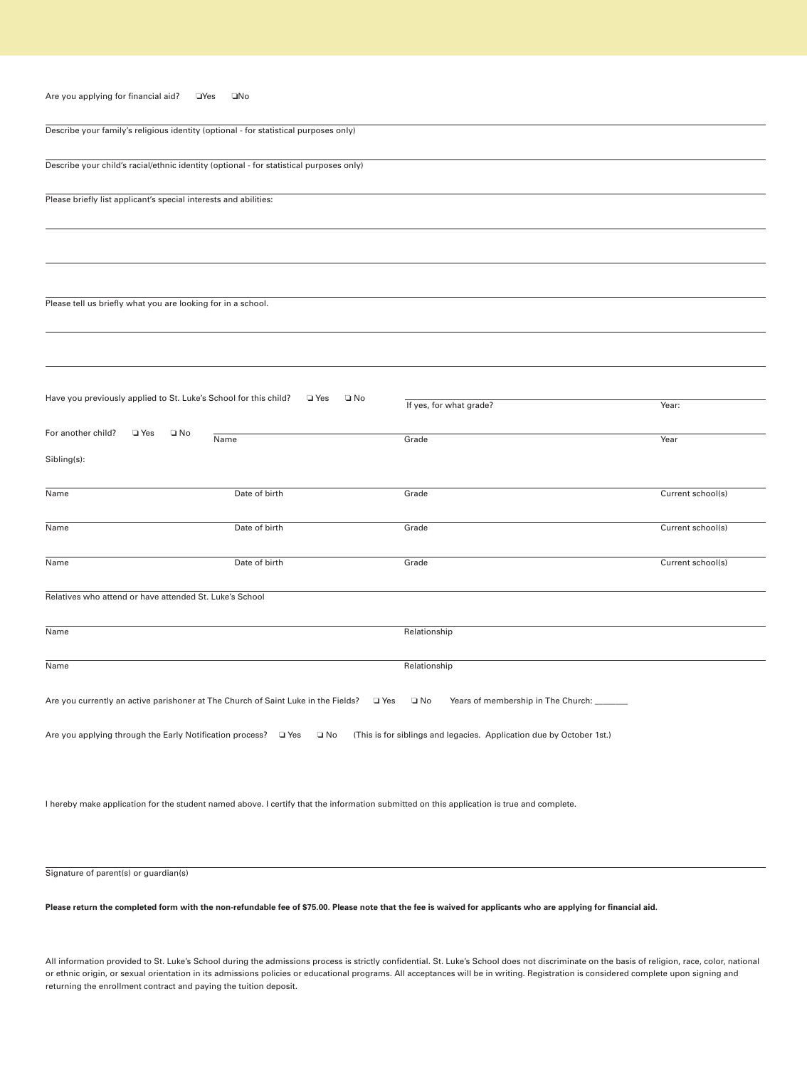Are you applying for financial aid? ❑Yes ❑No

Describe your family's religious identity (optional - for statistical purposes only)

Describe your child's racial/ethnic identity (optional - for statistical purposes only)

Please briefly list applicant's special interests and abilities:

Please tell us briefly what you are looking for in a school.

Have you previously applied to St. Luke's School for this child? ❑ Yes ❑ No    If yes, for what grade? Year:

For another child? ❑ Yes ❑ No    Name Grade Year

Sibling(s):

| Name | Date of birth | Grade | Current school(s) |
|---|---|---|---|
| | | | |
| | | | |
| | | | |

Relatives who attend or have attended St. Luke's School

| Name | Relationship |
|---|---|
| | |
| | |

Are you currently an active parishoner at The Church of Saint Luke in the Fields? ❑ Yes ❑ No Years of membership in The Church: _______

Are you applying through the Early Notification process? ❑ Yes ❑ No (This is for siblings and legacies. Application due by October 1st.)

I hereby make application for the student named above. I certify that the information submitted on this application is true and complete.

Signature of parent(s) or guardian(s)

**Please return the completed form with the non-refundable fee of $75.00. Please note that the fee is waived for applicants who are applying for financial aid.**

All information provided to St. Luke's School during the admissions process is strictly confidential. St. Luke's School does not discriminate on the basis of religion, race, color, national or ethnic origin, or sexual orientation in its admissions policies or educational programs. All acceptances will be in writing. Registration is considered complete upon signing and returning the enrollment contract and paying the tuition deposit.